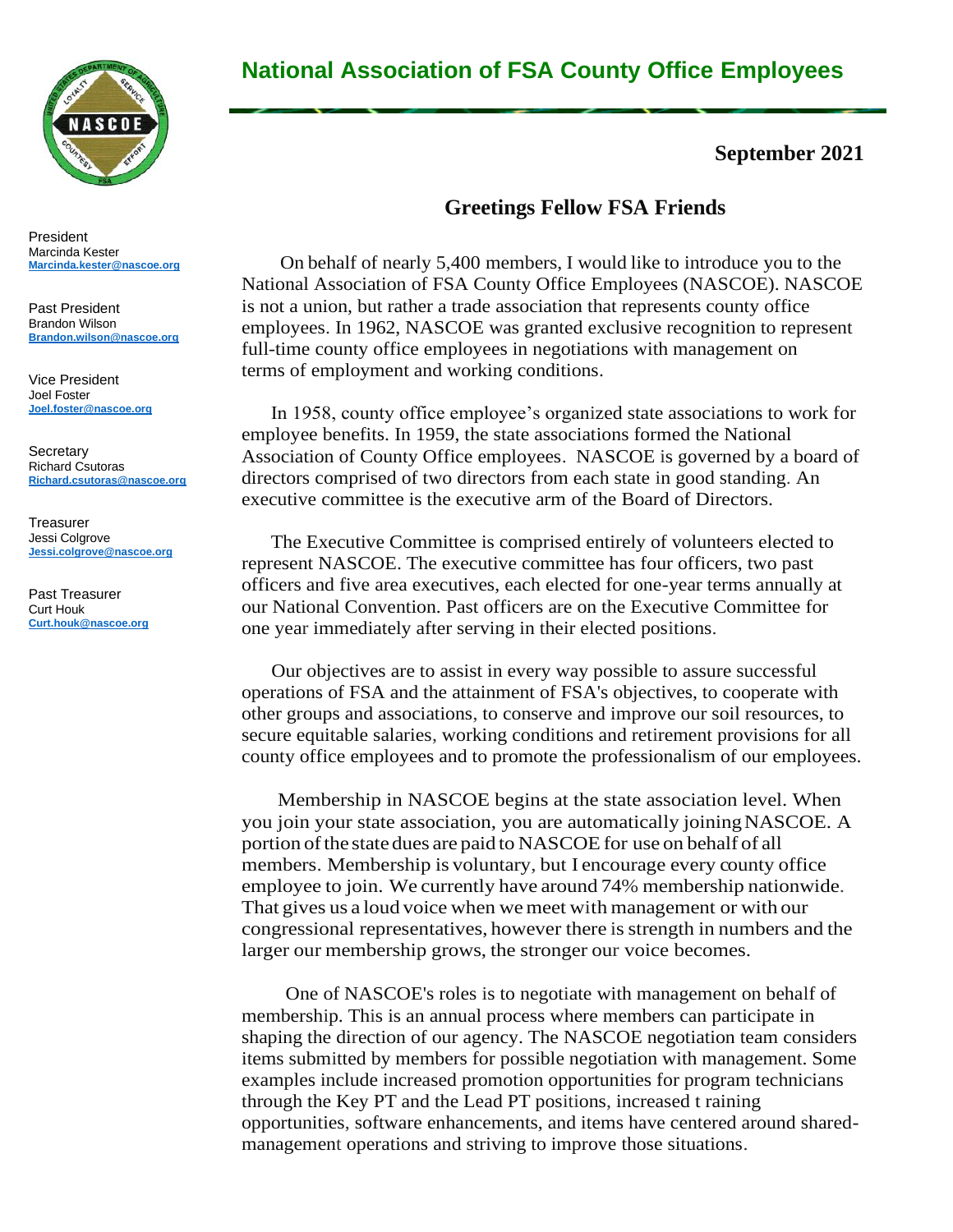# National Association of FSA County Office Employees

President
Marcinda Kester
Marcinda.kester@nascoe.org

Past President
Brandon Wilson
Brandon.wilson@nascoe.org

Vice President
Joel Foster
Joel.foster@nascoe.org

Secretary
Richard Csutoras
Richard.csutoras@nascoe.org

Treasurer
Jessi Colgrove
Jessi.colgrove@nascoe.org

Past Treasurer
Curt Houk
Curt.houk@nascoe.org

**September 2021**

## Greetings Fellow FSA Friends

On behalf of nearly 5,400 members, I would like to introduce you to the National Association of FSA County Office Employees (NASCOE). NASCOE is not a union, but rather a trade association that represents county office employees. In 1962, NASCOE was granted exclusive recognition to represent full-time county office employees in negotiations with management on terms of employment and working conditions.

In 1958, county office employee's organized state associations to work for employee benefits. In 1959, the state associations formed the National Association of County Office employees. NASCOE is governed by a board of directors comprised of two directors from each state in good standing. An executive committee is the executive arm of the Board of Directors.

The Executive Committee is comprised entirely of volunteers elected to represent NASCOE. The executive committee has four officers, two past officers and five area executives, each elected for one-year terms annually at our National Convention. Past officers are on the Executive Committee for one year immediately after serving in their elected positions.

Our objectives are to assist in every way possible to assure successful operations of FSA and the attainment of FSA's objectives, to cooperate with other groups and associations, to conserve and improve our soil resources, to secure equitable salaries, working conditions and retirement provisions for all county office employees and to promote the professionalism of our employees.

Membership in NASCOE begins at the state association level. When you join your state association, you are automatically joining NASCOE. A portion of the state dues are paid to NASCOE for use on behalf of all members. Membership is voluntary, but I encourage every county office employee to join. We currently have around 74% membership nationwide. That gives us a loud voice when we meet with management or with our congressional representatives, however there is strength in numbers and the larger our membership grows, the stronger our voice becomes.

One of NASCOE's roles is to negotiate with management on behalf of membership. This is an annual process where members can participate in shaping the direction of our agency. The NASCOE negotiation team considers items submitted by members for possible negotiation with management. Some examples include increased promotion opportunities for program technicians through the Key PT and the Lead PT positions, increased t raining opportunities, software enhancements, and items have centered around shared-management operations and striving to improve those situations.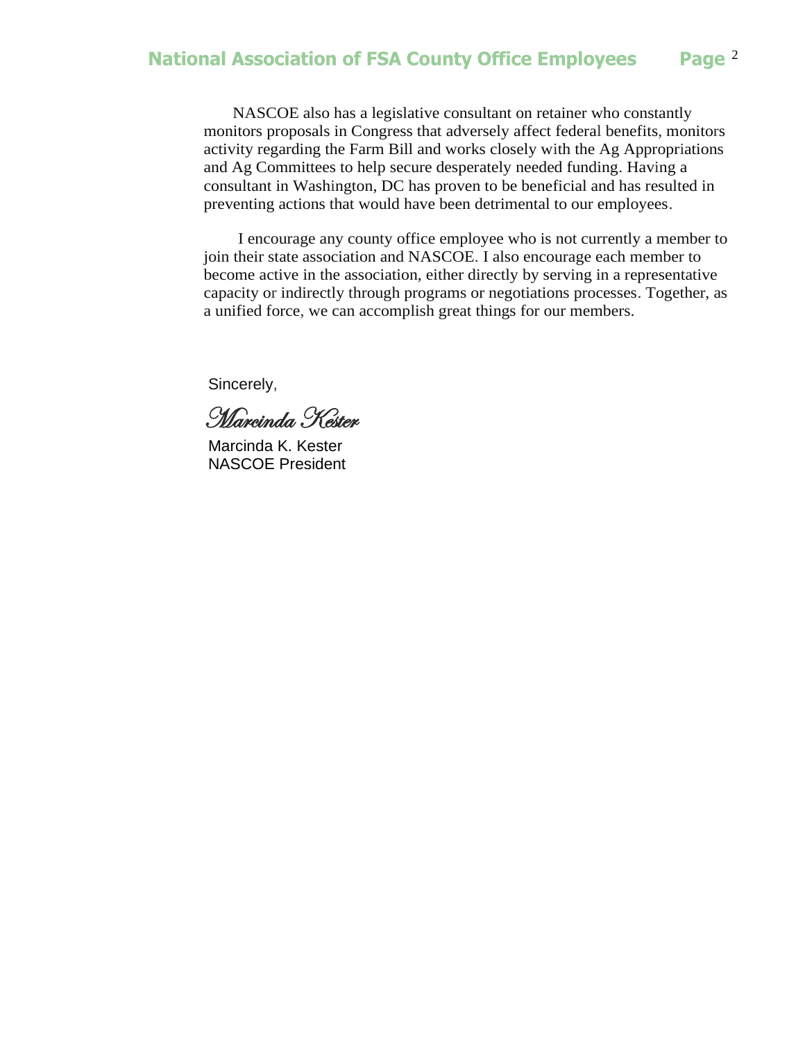NASCOE also has a legislative consultant on retainer who constantly monitors proposals in Congress that adversely affect federal benefits, monitors activity regarding the Farm Bill and works closely with the Ag Appropriations and Ag Committees to help secure desperately needed funding. Having a consultant in Washington, DC has proven to be beneficial and has resulted in preventing actions that would have been detrimental to our employees.

I encourage any county office employee who is not currently a member to join their state association and NASCOE. I also encourage each member to become active in the association, either directly by serving in a representative capacity or indirectly through programs or negotiations processes. Together, as a unified force, we can accomplish great things for our members.

Sincerely,

*Marcinda Kester*

Marcinda K. Kester
NASCOE President